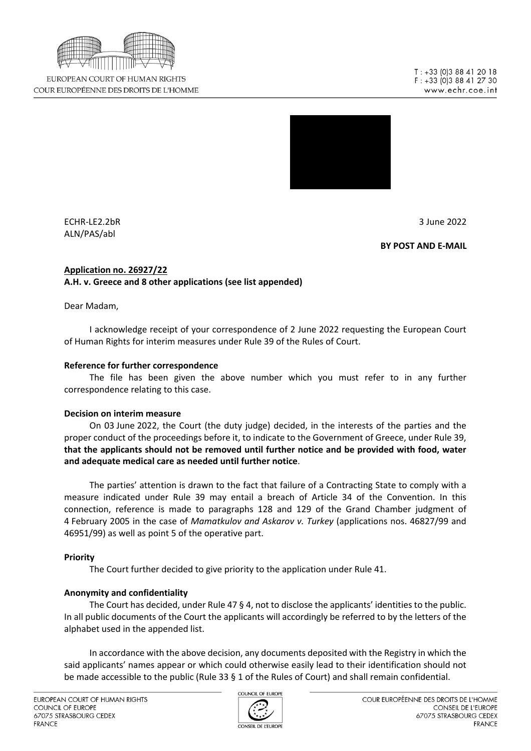EUROPEAN COURT OF HUMAN RIGHTS
COUR EUROPÉENNE DES DROITS DE L'HOMME

T : +33 (0)3 88 41 20 18
F : +33 (0)3 88 41 27 30
www.echr.coe.int

ECHR-LE2.2bR
ALN/PAS/abl

3 June 2022

**BY POST AND E-MAIL**

**Application no. 26927/22**
**A.H. v. Greece and 8 other applications (see list appended)**

Dear Madam,

I acknowledge receipt of your correspondence of 2 June 2022 requesting the European Court of Human Rights for interim measures under Rule 39 of the Rules of Court.

**Reference for further correspondence**

The file has been given the above number which you must refer to in any further correspondence relating to this case.

**Decision on interim measure**

On 03 June 2022, the Court (the duty judge) decided, in the interests of the parties and the proper conduct of the proceedings before it, to indicate to the Government of Greece, under Rule 39, **that the applicants should not be removed until further notice and be provided with food, water and adequate medical care as needed until further notice**.

The parties' attention is drawn to the fact that failure of a Contracting State to comply with a measure indicated under Rule 39 may entail a breach of Article 34 of the Convention. In this connection, reference is made to paragraphs 128 and 129 of the Grand Chamber judgment of 4 February 2005 in the case of *Mamatkulov and Askarov v. Turkey* (applications nos. 46827/99 and 46951/99) as well as point 5 of the operative part.

**Priority**

The Court further decided to give priority to the application under Rule 41.

**Anonymity and confidentiality**

The Court has decided, under Rule 47 § 4, not to disclose the applicants' identities to the public. In all public documents of the Court the applicants will accordingly be referred to by the letters of the alphabet used in the appended list.

In accordance with the above decision, any documents deposited with the Registry in which the said applicants' names appear or which could otherwise easily lead to their identification should not be made accessible to the public (Rule 33 § 1 of the Rules of Court) and shall remain confidential.

EUROPEAN COURT OF HUMAN RIGHTS
COUNCIL OF EUROPE
67075 STRASBOURG CEDEX
FRANCE

COUR EUROPÉENNE DES DROITS DE L'HOMME
CONSEIL DE L'EUROPE
67075 STRASBOURG CEDEX
FRANCE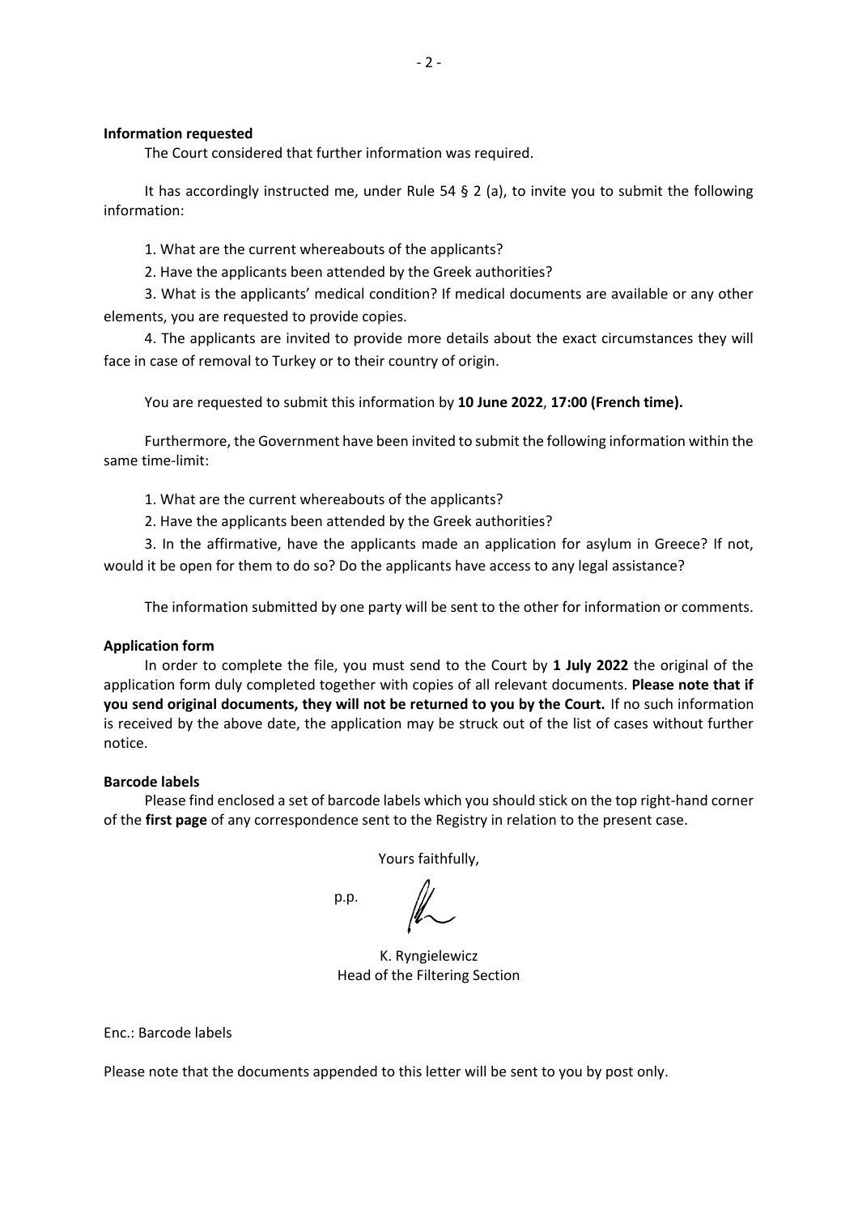**Information requested**

The Court considered that further information was required.

It has accordingly instructed me, under Rule 54 § 2 (a), to invite you to submit the following information:

1. What are the current whereabouts of the applicants?

2. Have the applicants been attended by the Greek authorities?

3. What is the applicants' medical condition? If medical documents are available or any other elements, you are requested to provide copies.

4. The applicants are invited to provide more details about the exact circumstances they will face in case of removal to Turkey or to their country of origin.

You are requested to submit this information by **10 June 2022**, **17:00 (French time).**

Furthermore, the Government have been invited to submit the following information within the same time-limit:

1. What are the current whereabouts of the applicants?

2. Have the applicants been attended by the Greek authorities?

3. In the affirmative, have the applicants made an application for asylum in Greece? If not, would it be open for them to do so? Do the applicants have access to any legal assistance?

The information submitted by one party will be sent to the other for information or comments.

**Application form**

In order to complete the file, you must send to the Court by **1 July 2022** the original of the application form duly completed together with copies of all relevant documents. **Please note that if you send original documents, they will not be returned to you by the Court.** If no such information is received by the above date, the application may be struck out of the list of cases without further notice.

**Barcode labels**

Please find enclosed a set of barcode labels which you should stick on the top right-hand corner of the **first page** of any correspondence sent to the Registry in relation to the present case.

Yours faithfully,

p.p.

K. Ryngielewicz
Head of the Filtering Section

Enc.: Barcode labels

Please note that the documents appended to this letter will be sent to you by post only.